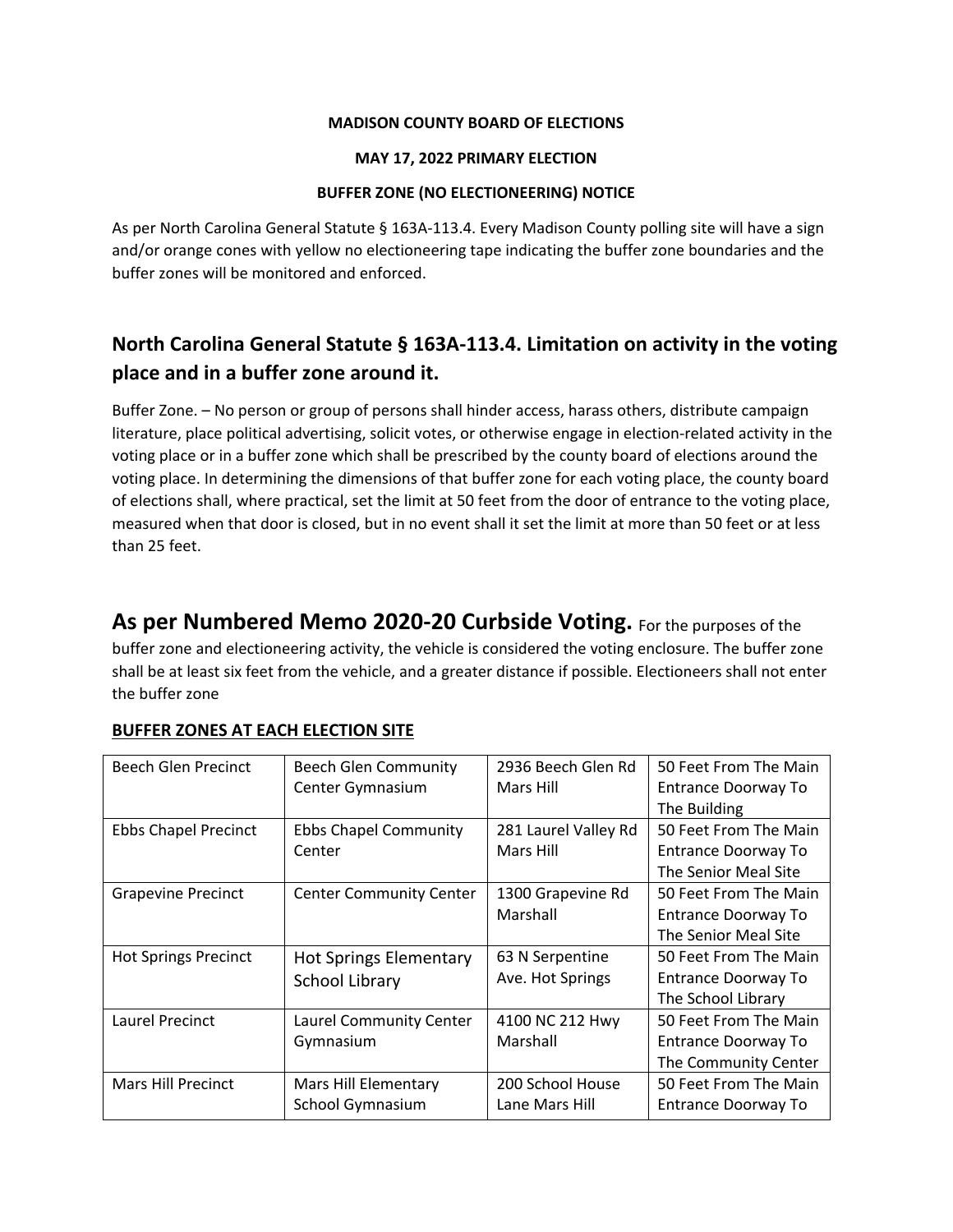**MADISON COUNTY BOARD OF ELECTIONS**

**MAY 17, 2022 PRIMARY ELECTION**

**BUFFER ZONE (NO ELECTIONEERING) NOTICE**

As per North Carolina General Statute § 163A-113.4. Every Madison County polling site will have a sign and/or orange cones with yellow no electioneering tape indicating the buffer zone boundaries and the buffer zones will be monitored and enforced.

## North Carolina General Statute § 163A-113.4. Limitation on activity in the voting place and in a buffer zone around it.

Buffer Zone. – No person or group of persons shall hinder access, harass others, distribute campaign literature, place political advertising, solicit votes, or otherwise engage in election-related activity in the voting place or in a buffer zone which shall be prescribed by the county board of elections around the voting place. In determining the dimensions of that buffer zone for each voting place, the county board of elections shall, where practical, set the limit at 50 feet from the door of entrance to the voting place, measured when that door is closed, but in no event shall it set the limit at more than 50 feet or at less than 25 feet.

**As per Numbered Memo 2020-20 Curbside Voting.** For the purposes of the buffer zone and electioneering activity, the vehicle is considered the voting enclosure. The buffer zone shall be at least six feet from the vehicle, and a greater distance if possible. Electioneers shall not enter the buffer zone

**BUFFER ZONES AT EACH ELECTION SITE**

| | | | |
|---|---|---|---|
| Beech Glen Precinct | Beech Glen Community Center Gymnasium | 2936 Beech Glen Rd Mars Hill | 50 Feet From The Main Entrance Doorway To The Building |
| Ebbs Chapel Precinct | Ebbs Chapel Community Center | 281 Laurel Valley Rd Mars Hill | 50 Feet From The Main Entrance Doorway To The Senior Meal Site |
| Grapevine Precinct | Center Community Center | 1300 Grapevine Rd Marshall | 50 Feet From The Main Entrance Doorway To The Senior Meal Site |
| Hot Springs Precinct | Hot Springs Elementary School Library | 63 N Serpentine Ave. Hot Springs | 50 Feet From The Main Entrance Doorway To The School Library |
| Laurel Precinct | Laurel Community Center Gymnasium | 4100 NC 212 Hwy Marshall | 50 Feet From The Main Entrance Doorway To The Community Center |
| Mars Hill Precinct | Mars Hill Elementary School Gymnasium | 200 School House Lane Mars Hill | 50 Feet From The Main Entrance Doorway To |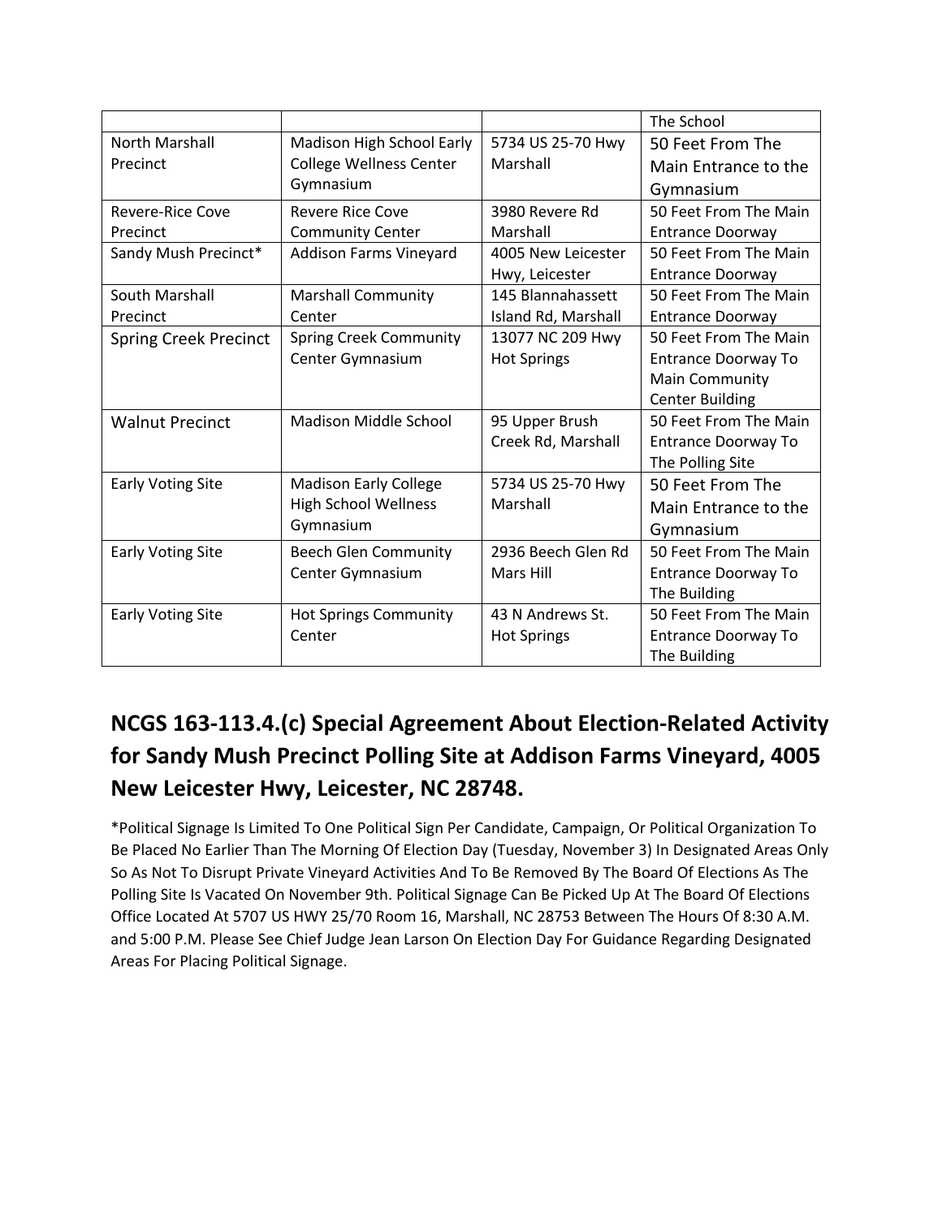| | | | |
|---|---|---|---|
| | | | The School |
| North Marshall Precinct | Madison High School Early College Wellness Center Gymnasium | 5734 US 25-70 Hwy Marshall | 50 Feet From The Main Entrance to the Gymnasium |
| Revere-Rice Cove Precinct | Revere Rice Cove Community Center | 3980 Revere Rd Marshall | 50 Feet From The Main Entrance Doorway |
| Sandy Mush Precinct* | Addison Farms Vineyard | 4005 New Leicester Hwy, Leicester | 50 Feet From The Main Entrance Doorway |
| South Marshall Precinct | Marshall Community Center | 145 Blannahassett Island Rd, Marshall | 50 Feet From The Main Entrance Doorway |
| Spring Creek Precinct | Spring Creek Community Center Gymnasium | 13077 NC 209 Hwy Hot Springs | 50 Feet From The Main Entrance Doorway To Main Community Center Building |
| Walnut Precinct | Madison Middle School | 95 Upper Brush Creek Rd, Marshall | 50 Feet From The Main Entrance Doorway To The Polling Site |
| Early Voting Site | Madison Early College High School Wellness Gymnasium | 5734 US 25-70 Hwy Marshall | 50 Feet From The Main Entrance to the Gymnasium |
| Early Voting Site | Beech Glen Community Center Gymnasium | 2936 Beech Glen Rd Mars Hill | 50 Feet From The Main Entrance Doorway To The Building |
| Early Voting Site | Hot Springs Community Center | 43 N Andrews St. Hot Springs | 50 Feet From The Main Entrance Doorway To The Building |

## NCGS 163-113.4.(c) Special Agreement About Election-Related Activity for Sandy Mush Precinct Polling Site at Addison Farms Vineyard, 4005 New Leicester Hwy, Leicester, NC 28748.

*Political Signage Is Limited To One Political Sign Per Candidate, Campaign, Or Political Organization To Be Placed No Earlier Than The Morning Of Election Day (Tuesday, November 3) In Designated Areas Only So As Not To Disrupt Private Vineyard Activities And To Be Removed By The Board Of Elections As The Polling Site Is Vacated On November 9th. Political Signage Can Be Picked Up At The Board Of Elections Office Located At 5707 US HWY 25/70 Room 16, Marshall, NC 28753 Between The Hours Of 8:30 A.M. and 5:00 P.M. Please See Chief Judge Jean Larson On Election Day For Guidance Regarding Designated Areas For Placing Political Signage.